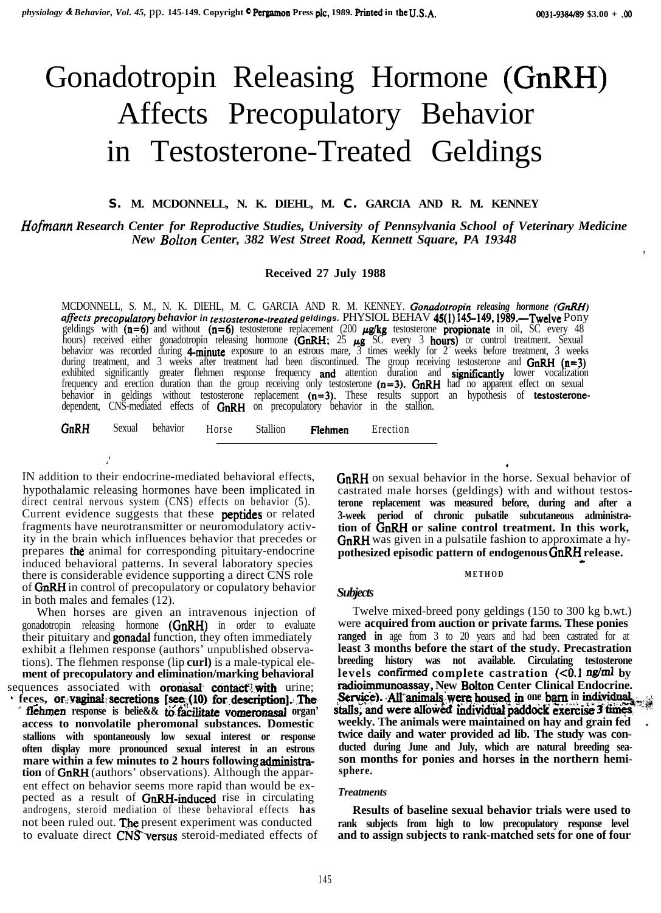# Gonadotropin Releasing Hormone (GnRH) Affects Precopulatory Behavior in Testosterone-Treated Geldings

**S. M. MCDONNELL, N. K. DIEHL, M. C. GARCIA AND R. M. KENNEY**

*Hofmann Research Center for Reproductive Studies, University of Pennsylvania School of Veterinary Medicine New Bolton Center, 382 West Street Road, Kennett Square, PA 19348*

**Received 27 July 1988**

MCDONNELL, S. M., N. K. DIEHL, M. C. GARCIA AND R. M. KENNEY. *Gonadotropin releasing hormone (GnRH) affects precopulatory behavior in testosterone-treated geldings.* PHYSIOL BEHAV **45**(1) 145–149, 1989.—Twelve Pony geldings with (n=6) and without (n=6) testosterone replacement (200 μg/kg testosterone propionate in oil, SC every 48 hours) received either gonadotropin releasing hormone (GnRH; 25 μg SC every 3 hours) or control treatment. Sexual behavior was recorded during 4-minute exposure to an estrous mare, 3 times weekly for 2 weeks before treatment, 3 weeks during treatment, and 3 weeks after treatment had been discontinued. The group receiving testosterone and GnRH (n=3) exhibited significantly greater flehmen response frequency and attention duration and significantly lower vocalization frequency and erection duration than the group receiving only testosterone (n=3). GnRH had no apparent effect on sexual behavior in geldings without testosterone replacement (n=3). These results support an hypothesis of testosterone-dependent, CNS-mediated effects of GnRH on precopulatory behavior in the stallion.

GnRH Sexual behavior Horse Stallion Flehmen Erection

IN addition to their endocrine-mediated behavioral effects, hypothalamic releasing hormones have been implicated in direct central nervous system (CNS) effects on behavior (5). Current evidence suggests that these peptides or related fragments have neurotransmitter or neuromodulatory activity in the brain which influences behavior that precedes or prepares the animal for corresponding pituitary-endocrine induced behavioral patterns. In several laboratory species there is considerable evidence supporting a direct CNS role of GnRH in control of precopulatory or copulatory behavior in both males and females (12).

When horses are given an intravenous injection of gonadotropin releasing hormone (GnRH) in order to evaluate their pituitary and gonadal function, they often immediately exhibit a flehmen response (authors' unpublished observations). The flehmen response (lip curl) is a male-typical element of precopulatory and elimination/marking behavioral sequences associated with oronasal contact with urine; feces, or vaginal secretions [see (10) for description]. The flehmen response is believed to facilitate vomeronasal organ access to nonvolatile pheromonal substances. Domestic stallions with spontaneously low sexual interest or response often display more pronounced sexual interest in an estrous mare within a few minutes to 2 hours following administration of GnRH (authors' observations). Although the apparent effect on behavior seems more rapid than would be expected as a result of GnRH-induced rise in circulating androgens, steroid mediation of these behavioral effects has not been ruled out. The present experiment was conducted to evaluate direct CNS versus steroid-mediated effects of GnRH on sexual behavior in the horse. Sexual behavior of castrated male horses (geldings) with and without testosterone replacement was measured before, during and after a 3-week period of chronic pulsatile subcutaneous administration of GnRH or saline control treatment. In this work, GnRH was given in a pulsatile fashion to approximate a hypothesized episodic pattern of endogenous GnRH release.

## METHOD

### Subjects

Twelve mixed-breed pony geldings (150 to 300 kg b.wt.) were acquired from auction or private farms. These ponies ranged in age from 3 to 20 years and had been castrated for at least 3 months before the start of the study. Precastration breeding history was not available. Circulating testosterone levels confirmed complete castration (<0.1 ng/ml by radioimmunoassay, New Bolton Center Clinical Endocrine Service). All animals were housed in one barn in individual stalls, and were allowed individual paddock exercise 3 times weekly. The animals were maintained on hay and grain fed twice daily and water provided ad lib. The study was conducted during June and July, which are natural breeding season months for ponies and horses in the northern hemisphere.

### Treatments

Results of baseline sexual behavior trials were used to rank subjects from high to low precopulatory response level and to assign subjects to rank-matched sets for one of four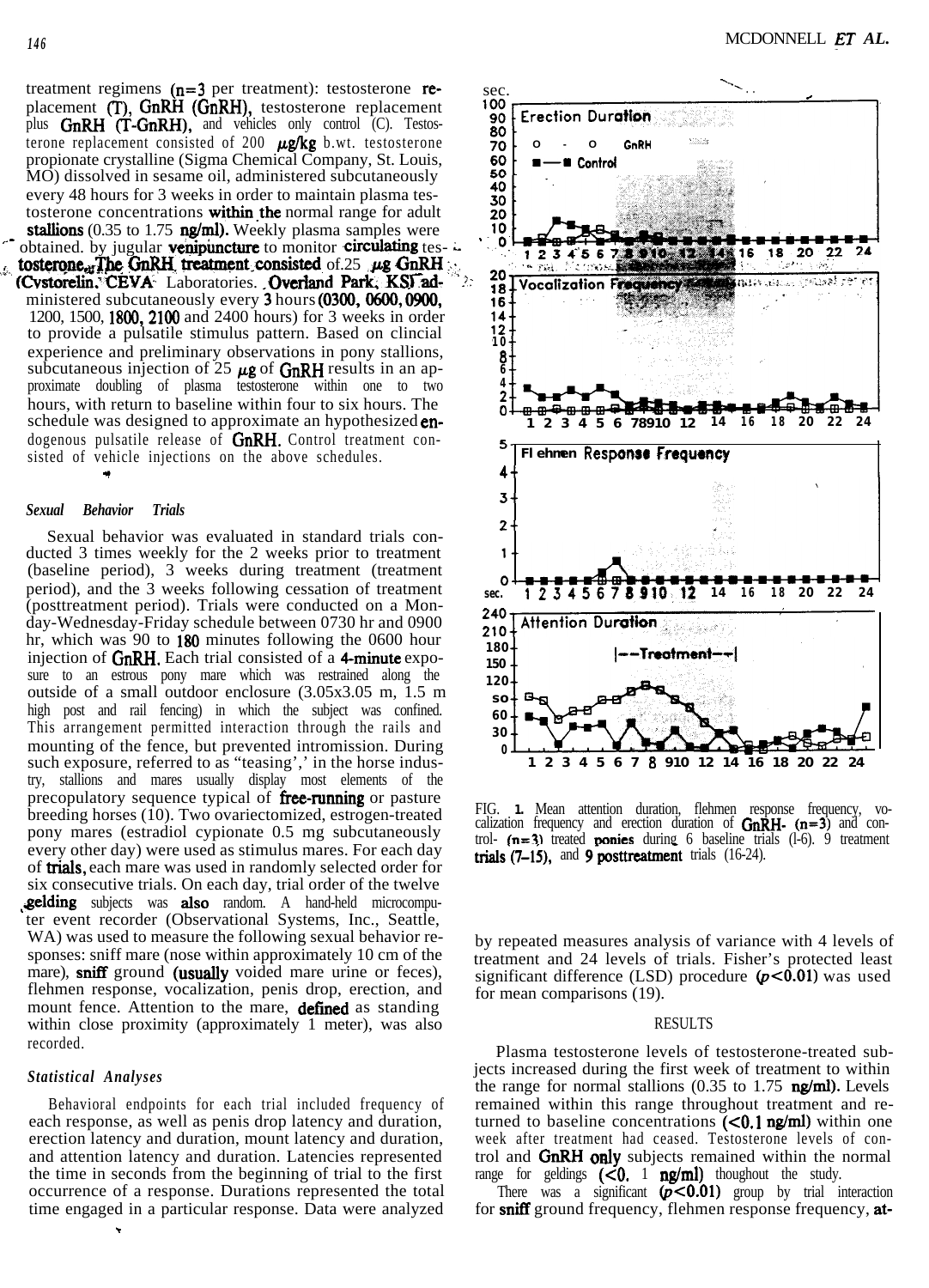treatment regimens (n=3 per treatment): testosterone replacement (T), GnRH (GnRH), testosterone replacement plus GnRH (T-GnRH), and vehicles only control (C). Testosterone replacement consisted of 200 μg/kg b.wt. testosterone propionate crystalline (Sigma Chemical Company, St. Louis, MO) dissolved in sesame oil, administered subcutaneously every 48 hours for 3 weeks in order to maintain plasma testosterone concentrations within the normal range for adult stallions (0.35 to 1.75 ng/ml). Weekly plasma samples were obtained by jugular venipuncture to monitor circulating testosterone. The GnRH treatment consisted of 25 μg GnRH (Cystorelin, CEVA Laboratories, Overland Park, KS) administered subcutaneously every 3 hours (0300, 0600, 0900, 1200, 1500, 1800, 2100 and 2400 hours) for 3 weeks in order to provide a pulsatile stimulus pattern. Based on clincial experience and preliminary observations in pony stallions, subcutaneous injection of 25 μg of GnRH results in an approximate doubling of plasma testosterone within one to two hours, with return to baseline within four to six hours. The schedule was designed to approximate an hypothesized endogenous pulsatile release of GnRH. Control treatment consisted of vehicle injections on the above schedules.

### *Sexual Behavior Trials*

Sexual behavior was evaluated in standard trials conducted 3 times weekly for the 2 weeks prior to treatment (baseline period), 3 weeks during treatment (treatment period), and the 3 weeks following cessation of treatment (posttreatment period). Trials were conducted on a Monday-Wednesday-Friday schedule between 0730 hr and 0900 hr, which was 90 to 180 minutes following the 0600 hour injection of GnRH. Each trial consisted of a 4-minute exposure to an estrous pony mare which was restrained along the outside of a small outdoor enclosure (3.05x3.05 m, 1.5 m high post and rail fencing) in which the subject was confined. This arrangement permitted interaction through the rails and mounting of the fence, but prevented intromission. During such exposure, referred to as "teasing'," in the horse industry, stallions and mares usually display most elements of the precopulatory sequence typical of free-running or pasture breeding horses (10). Two ovariectomized, estrogen-treated pony mares (estradiol cypionate 0.5 mg subcutaneously every other day) were used as stimulus mares. For each day of trials, each mare was used in randomly selected order for six consecutive trials. On each day, trial order of the twelve gelding subjects was also random. A hand-held microcomputer event recorder (Observational Systems, Inc., Seattle, WA) was used to measure the following sexual behavior responses: sniff mare (nose within approximately 10 cm of the mare), sniff ground (usually voided mare urine or feces), flehmen response, vocalization, penis drop, erection, and mount fence. Attention to the mare, defined as standing within close proximity (approximately 1 meter), was also recorded.

### *Statistical Analyses*

Behavioral endpoints for each trial included frequency of each response, as well as penis drop latency and duration, erection latency and duration, mount latency and duration, and attention latency and duration. Latencies represented the time in seconds from the beginning of trial to the first occurrence of a response. Durations represented the total time engaged in a particular response. Data were analyzed by repeated measures analysis of variance with 4 levels of treatment and 24 levels of trials. Fisher's protected least significant difference (LSD) procedure ($p<0.01$) was used for mean comparisons (19).

sec.
Erection Duration
GnRH
Control
Vocalization Frequency
Flehmen Response Frequency
Attention Duration
|--Treatment--|

FIG. 1. Mean attention duration, flehmen response frequency, vocalization frequency and erection duration of GnRH- (n=3) and control- (n=3) treated ponies during 6 baseline trials (1-6). 9 treatment trials (7-15), and 9 posttreatment trials (16-24).

## RESULTS

Plasma testosterone levels of testosterone-treated subjects increased during the first week of treatment to within the range for normal stallions (0.35 to 1.75 ng/ml). Levels remained within this range throughout treatment and returned to baseline concentrations (<0.1 ng/ml) within one week after treatment had ceased. Testosterone levels of control and GnRH only subjects remained within the normal range for geldings (<0.1 ng/ml) thoughout the study.

There was a significant ($p<0.01$) group by trial interaction for sniff ground frequency, flehmen response frequency, at-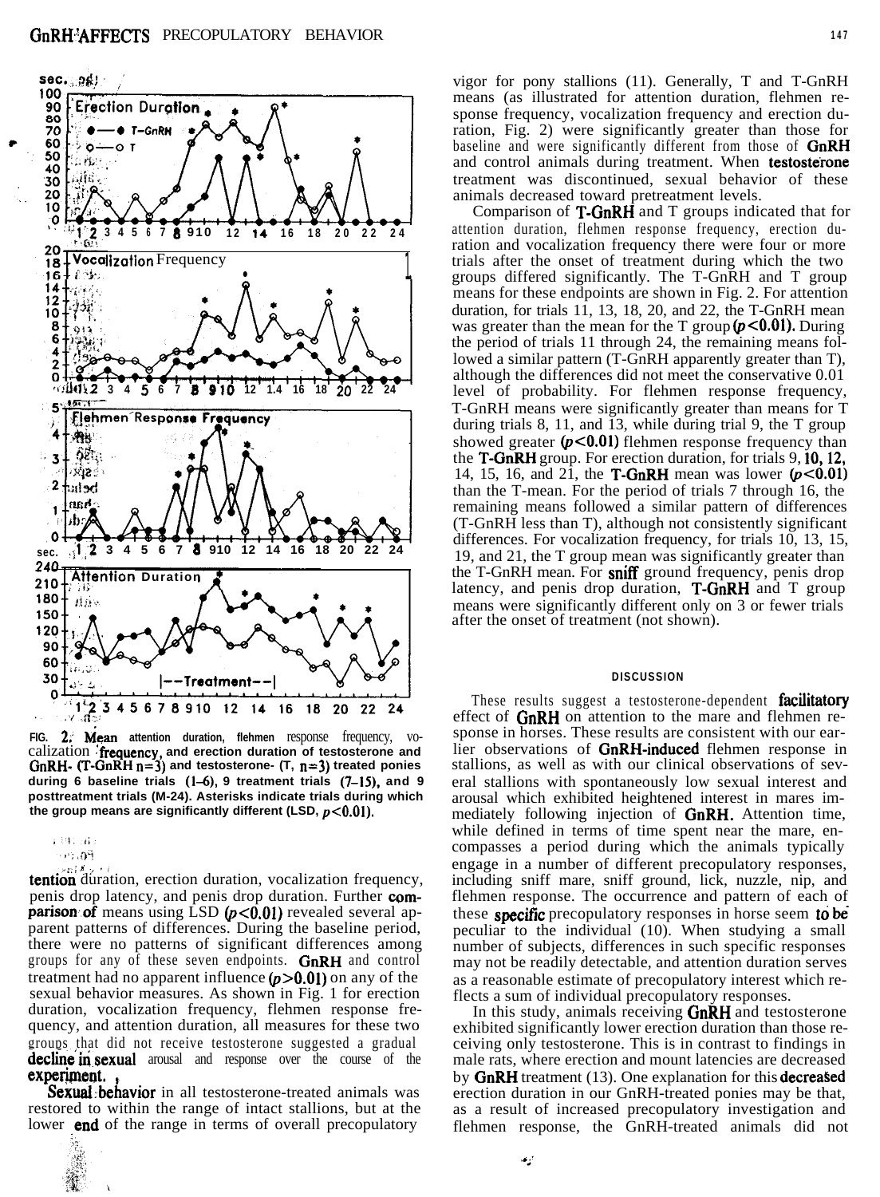sec.

Erection Duration

T-GnRH

T

Vocalization Frequency

Flehmen Response Frequency

sec.

Attention Duration

|--Treatment--|

FIG. 2. Mean attention duration, flehmen response frequency, vocalization frequency, and erection duration of testosterone and GnRH- (T-GnRH $n=3$) and testosterone- (T, $n=3$) treated ponies during 6 baseline trials (1–6), 9 treatment trials (7–15), and 9 posttreatment trials (16–24). Asterisks indicate trials during which the group means are significantly different (LSD, $p<0.01$).

tention duration, erection duration, vocalization frequency, penis drop latency, and penis drop duration. Further comparison of means using LSD ($p<0.01$) revealed several apparent patterns of differences. During the baseline period, there were no patterns of significant differences among groups for any of these seven endpoints. GnRH and control treatment had no apparent influence ($p>0.01$) on any of the sexual behavior measures. As shown in Fig. 1 for erection duration, vocalization frequency, flehmen response frequency, and attention duration, all measures for these two groups that did not receive testosterone suggested a gradual decline in sexual arousal and response over the course of the experiment.

Sexual behavior in all testosterone-treated animals was restored to within the range of intact stallions, but at the lower end of the range in terms of overall precopulatory vigor for pony stallions (11). Generally, T and T-GnRH means (as illustrated for attention duration, flehmen response frequency, vocalization frequency and erection duration, Fig. 2) were significantly greater than those for baseline and were significantly different from those of GnRH and control animals during treatment. When testosterone treatment was discontinued, sexual behavior of these animals decreased toward pretreatment levels.

Comparison of T-GnRH and T groups indicated that for attention duration, flehmen response frequency, erection duration and vocalization frequency there were four or more trials after the onset of treatment during which the two groups differed significantly. The T-GnRH and T group means for these endpoints are shown in Fig. 2. For attention duration, for trials 11, 13, 18, 20, and 22, the T-GnRH mean was greater than the mean for the T group ($p<0.01$). During the period of trials 11 through 24, the remaining means followed a similar pattern (T-GnRH apparently greater than T), although the differences did not meet the conservative 0.01 level of probability. For flehmen response frequency, T-GnRH means were significantly greater than means for T during trials 8, 11, and 13, while during trial 9, the T group showed greater ($p<0.01$) flehmen response frequency than the T-GnRH group. For erection duration, for trials 9, 10, 12, 14, 15, 16, and 21, the T-GnRH mean was lower ($p<0.01$) than the T-mean. For the period of trials 7 through 16, the remaining means followed a similar pattern of differences (T-GnRH less than T), although not consistently significant differences. For vocalization frequency, for trials 10, 13, 15, 19, and 21, the T group mean was significantly greater than the T-GnRH mean. For sniff ground frequency, penis drop latency, and penis drop duration, T-GnRH and T group means were significantly different only on 3 or fewer trials after the onset of treatment (not shown).

## DISCUSSION

These results suggest a testosterone-dependent facilitatory effect of GnRH on attention to the mare and flehmen response in horses. These results are consistent with our earlier observations of GnRH-induced flehmen response in stallions, as well as with our clinical observations of several stallions with spontaneously low sexual interest and arousal which exhibited heightened interest in mares immediately following injection of GnRH. Attention time, while defined in terms of time spent near the mare, encompasses a period during which the animals typically engage in a number of different precopulatory responses, including sniff mare, sniff ground, lick, nuzzle, nip, and flehmen response. The occurrence and pattern of each of these specific precopulatory responses in horse seem to be peculiar to the individual (10). When studying a small number of subjects, differences in such specific responses may not be readily detectable, and attention duration serves as a reasonable estimate of precopulatory interest which reflects a sum of individual precopulatory responses.

In this study, animals receiving GnRH and testosterone exhibited significantly lower erection duration than those receiving only testosterone. This is in contrast to findings in male rats, where erection and mount latencies are decreased by GnRH treatment (13). One explanation for this decreased erection duration in our GnRH-treated ponies may be that, as a result of increased precopulatory investigation and flehmen response, the GnRH-treated animals did not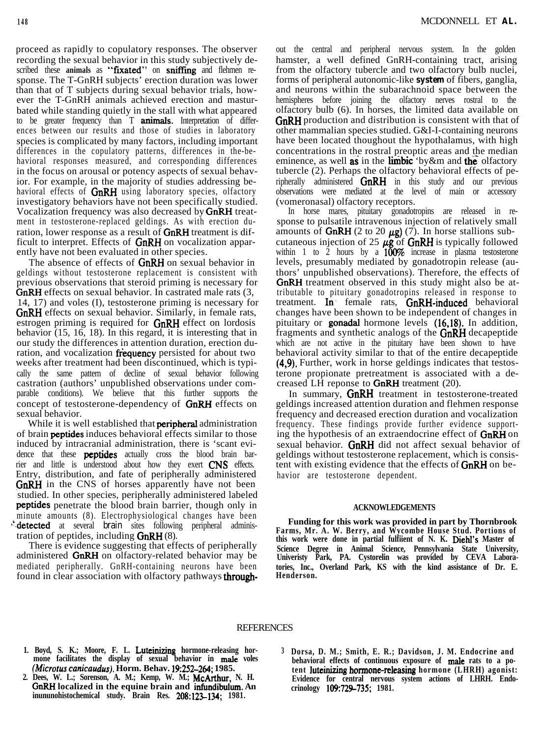proceed as rapidly to copulatory responses. The observer recording the sexual behavior in this study subjectively described these animals as "fixated" on sniffing and flehmen response. The T-GnRH subjects' erection duration was lower than that of T subjects during sexual behavior trials, however the T-GnRH animals achieved erection and masturbated while standing quietly in the stall with what appeared to be greater frequency than T animals. Interpretation of differences between our results and those of studies in laboratory species is complicated by many factors, including important differences in the copulatory patterns, differences in the behavioral responses measured, and corresponding differences in the focus on arousal or potency aspects of sexual behavior. For example, in the majority of studies addressing behavioral effects of GnRH using laboratory species, olfactory investigatory behaviors have not been specifically studied. Vocalization frequency was also decreased by GnRH treatment in testosterone-replaced geldings. As with erection duration, lower response as a result of GnRH treatment is difficult to interpret. Effects of GnRH on vocalization apparently have not been evaluated in other species.

The absence of effects of GnRH on sexual behavior in geldings without testosterone replacement is consistent with previous observations that steroid priming is necessary for GnRH effects on sexual behavior. In castrated male rats (3, 14, 17) and voles (I), testosterone priming is necessary for GnRH effects on sexual behavior. Similarly, in female rats, estrogen priming is required for GnRH effect on lordosis behavior (15, 16, 18). In this regard, it is interesting that in our study the differences in attention duration, erection duration, and vocalization frequency persisted for about two weeks after treatment had been discontinued, which is typically the same pattern of decline of sexual behavior following castration (authors' unpublished observations under comparable conditions). We believe that this further supports the concept of testosterone-dependency of GnRH effects on sexual behavior.

While it is well established that peripheral administration of brain peptides induces behavioral effects similar to those induced by intracranial administration, there is 'scant evidence that these peptides actually cross the blood brain barrier and little is understood about how they exert CNS effects. Entry, distribution, and fate of peripherally administered GnRH in the CNS of horses apparently have not been studied. In other species, peripherally administered labeled peptides penetrate the blood brain barrier, though only in minute amounts (8). Electrophysiological changes have been detected at several brain sites following peripheral administration of peptides, including GnRH (8).

There is evidence suggesting that effects of peripherally administered GnRH on olfactory-related behavior may be mediated peripherally. GnRH-containing neurons have been found in clear association with olfactory pathways throughout the central and peripheral nervous system. In the golden hamster, a well defined GnRH-containing tract, arising from the olfactory tubercle and two olfactory bulb nuclei, forms of peripheral autonomic-like system of fibers, ganglia, and neurons within the subarachnoid space between the hemispheres before joining the olfactory nerves rostral to the olfactory bulb (6). In horses, the limited data available on GnRH production and distribution is consistent with that of other mammalian species studied. G&I-I-containing neurons have been located thoughout the hypothalamus, with high concentrations in the rostral preoptic areas and the median eminence, as well as in the limbic 'by&m and the olfactory tubercle (2). Perhaps the olfactory behavioral effects of peripherally administered GnRH in this study and our previous observations were mediated at the level of main or accessory (vomeronasal) olfactory receptors.

In horse mares, pituitary gonadotropins are released in response to pulsatile intravenous injection of relatively small amounts of GnRH (2 to 20 $\mu g$) (7). In horse stallions subcutaneous injection of 25 $\mu g$ of GnRH is typically followed within 1 to 2 hours by a 100% increase in plasma testosterone levels, presumably mediated by gonadotropin release (authors' unpublished observations). Therefore, the effects of GnRH treatment observed in this study might also be attributable to pituitary gonadotropins released in response to treatment. In female rats, GnRH-induced behavioral changes have been shown to be independent of changes in pituitary or gonadal hormone levels (16,18). In addition, fragments and synthetic analogs of the GnRH decapeptide which are not active in the pituitary have been shown to have behavioral activity similar to that of the entire decapeptide (4,9). Further, work in horse geldings indicates that testosterone propionate pretreatment is associated with a decreased LH reponse to GnRH treatment (20).

In summary, GnRH treatment in testosterone-treated geldings increased attention duration and flehmen response frequency and decreased erection duration and vocalization frequency. These findings provide further evidence supporting the hypothesis of an extraendocrine effect of GnRH on sexual behavior. GnRH did not affect sexual behavior of geldings without testosterone replacement, which is consistent with existing evidence that the effects of GnRH on behavior are testosterone dependent.

## ACKNOWLEDGEMENTS

Funding for this work was provided in part by Thornbrook Farms, Mr. A. W. Berry, and Wycombe House Stud. Portions of this work were done in partial fulfiient of N. K. Diehl's Master of Science Degree in Animal Science, Pennsylvania State University, Univeristy Park, PA. Cystorelin was provided by CEVA Laboratories, Inc., Overland Park, KS with the kind assistance of Dr. E. Henderson.

## REFERENCES

1. Boyd, S. K.; Moore, F. L. Luteinizing hormone-releasing hormone facilitates the display of sexual behavior in male voles *(Microtus canicaudus)*. Horm. Behav. 19:252–264; 1985.
2. Dees, W. L.; Sorenson, A. M.; Kemp, W. M.; McArthur, N. H. GnRH localized in the equine brain and infundibulum. An inununohistochemical study. Brain Res. 208:123–134; 1981.
3. Dorsa, D. M.; Smith, E. R.; Davidson, J. M. Endocrine and behavioral effects of continuous exposure of male rats to a potent luteinizing hormone-releasing hormone (LHRH) agonist: Evidence for central nervous system actions of LHRH. Endocrinology 109:729–735; 1981.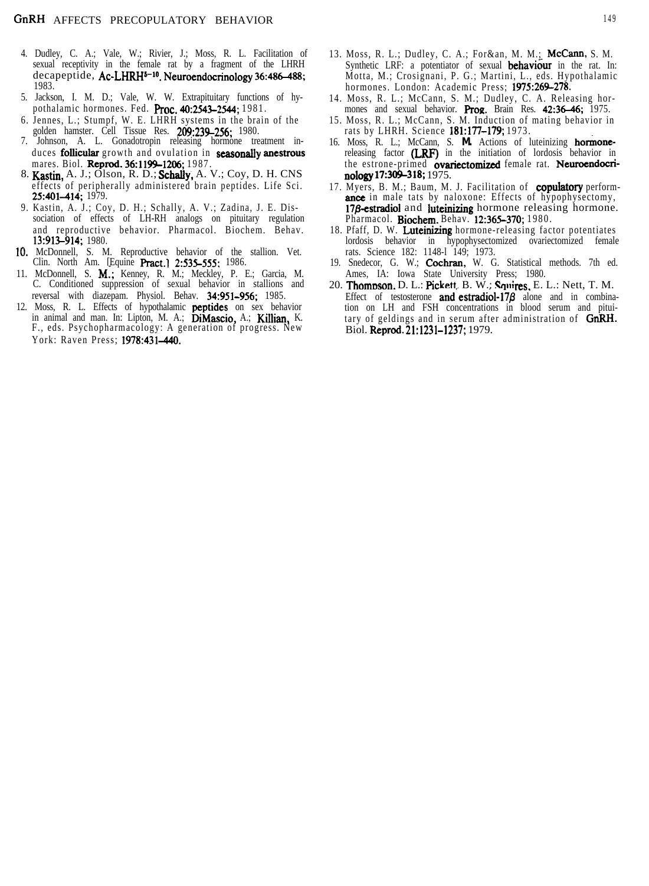4. Dudley, C. A.; Vale, W.; Rivier, J.; Moss, R. L. Facilitation of sexual receptivity in the female rat by a fragment of the LHRH decapeptide, Ac-LHRH[5-10]. Neuroendocrinology 36:486–488; 1983.
5. Jackson, I. M. D.; Vale, W. W. Extrapituitary functions of hypothalamic hormones. Fed. Proc. 40:2543–2544; 1981.
6. Jennes, L.; Stumpf, W. E. LHRH systems in the brain of the golden hamster. Cell Tissue Res. 209:239–256; 1980.
7. Johnson, A. L. Gonadotropin releasing hormone treatment induces follicular growth and ovulation in seasonally anestrous mares. Biol. Reprod. 36:1199–1206; 1987.
8. Kastin, A. J.; Olson, R. D.; Schally, A. V.; Coy, D. H. CNS effects of peripherally administered brain peptides. Life Sci. 25:401–414; 1979.
9. Kastin, A. J.; Coy, D. H.; Schally, A. V.; Zadina, J. E. Dissociation of effects of LH-RH analogs on pituitary regulation and reproductive behavior. Pharmacol. Biochem. Behav. 13:913–914; 1980.
10. McDonnell, S. M. Reproductive behavior of the stallion. Vet. Clin. North Am. [Equine Pract.] 2:535–555; 1986.
11. McDonnell, S. M.; Kenney, R. M.; Meckley, P. E.; Garcia, M. C. Conditioned suppression of sexual behavior in stallions and reversal with diazepam. Physiol. Behav. 34:951–956; 1985.
12. Moss, R. L. Effects of hypothalamic peptides on sex behavior in animal and man. In: Lipton, M. A.; DiMascio, A.; Killian, K. F., eds. Psychopharmacology: A generation of progress. New York: Raven Press; 1978:431–440.
13. Moss, R. L.; Dudley, C. A.; Foreman, M. M.; McCann, S. M. Synthetic LRF: a potentiator of sexual behaviour in the rat. In: Motta, M.; Crosignani, P. G.; Martini, L., eds. Hypothalamic hormones. London: Academic Press; 1975:269–278.
14. Moss, R. L.; McCann, S. M.; Dudley, C. A. Releasing hormones and sexual behavior. Prog. Brain Res. 42:36–46; 1975.
15. Moss, R. L.; McCann, S. M. Induction of mating behavior in rats by LHRH. Science 181:177–179; 1973.
16. Moss, R. L.; McCann, S. M. Actions of luteinizing hormone-releasing factor (LRF) in the initiation of lordosis behavior in the estrone-primed ovariectomized female rat. Neuroendocrinology 17:309–318; 1975.
17. Myers, B. M.; Baum, M. J. Facilitation of copulatory performance in male rats by naloxone: Effects of hypophysectomy, 17$\beta$-estradiol and luteinizing hormone releasing hormone. Pharmacol. Biochem. Behav. 12:365–370; 1980.
18. Pfaff, D. W. Luteinizing hormone-releasing factor potentiates lordosis behavior in hypophysectomized ovariectomized female rats. Science 182: 1148-1149; 1973.
19. Snedecor, G. W.; Cochran, W. G. Statistical methods. 7th ed. Ames, IA: Iowa State University Press; 1980.
20. Thompson, D. L.; Pickett, B. W.; Squires, E. L.; Nett, T. M. Effect of testosterone and estradiol-17$\beta$ alone and in combination on LH and FSH concentrations in blood serum and pituitary of geldings and in serum after administration of GnRH. Biol. Reprod. 21:1231–1237; 1979.